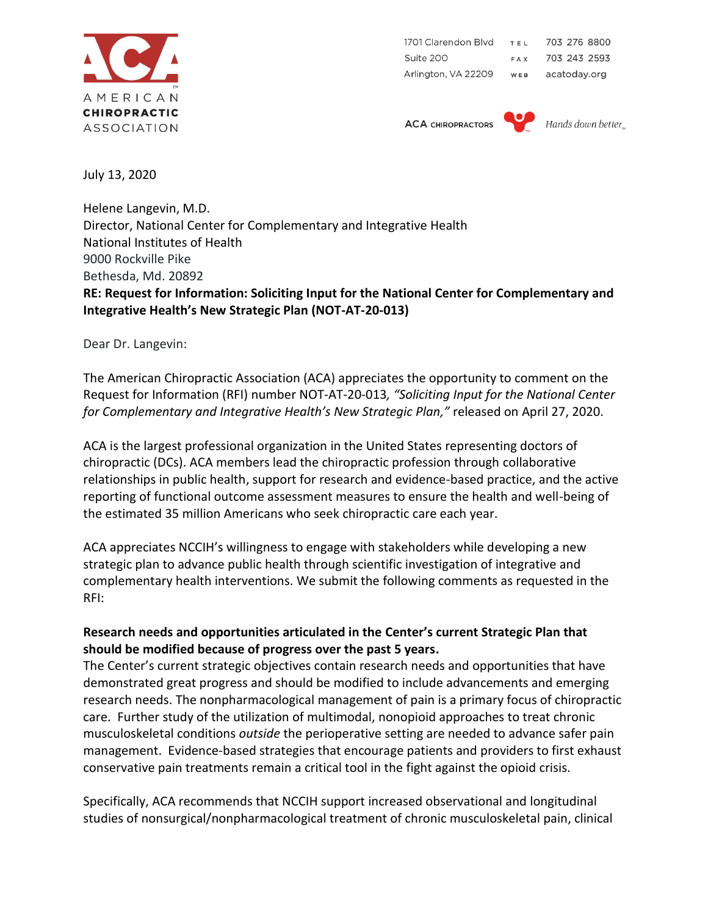AMERICAN
CHIROPRACTIC
ASSOCIATION

1701 Clarendon Blvd
Suite 200
Arlington, VA 22209

TEL 703 276 8800
FAX 703 243 2593
WEB acatoday.org

ACA CHIROPRACTORS *Hands down better.*

July 13, 2020

Helene Langevin, M.D.
Director, National Center for Complementary and Integrative Health
National Institutes of Health
9000 Rockville Pike
Bethesda, Md. 20892

**RE: Request for Information: Soliciting Input for the National Center for Complementary and Integrative Health's New Strategic Plan (NOT-AT-20-013)**

Dear Dr. Langevin:

The American Chiropractic Association (ACA) appreciates the opportunity to comment on the Request for Information (RFI) number NOT-AT-20-013*, "Soliciting Input for the National Center for Complementary and Integrative Health's New Strategic Plan,"* released on April 27, 2020.

ACA is the largest professional organization in the United States representing doctors of chiropractic (DCs). ACA members lead the chiropractic profession through collaborative relationships in public health, support for research and evidence-based practice, and the active reporting of functional outcome assessment measures to ensure the health and well-being of the estimated 35 million Americans who seek chiropractic care each year.

ACA appreciates NCCIH's willingness to engage with stakeholders while developing a new strategic plan to advance public health through scientific investigation of integrative and complementary health interventions. We submit the following comments as requested in the RFI:

**Research needs and opportunities articulated in the Center's current Strategic Plan that should be modified because of progress over the past 5 years.**

The Center's current strategic objectives contain research needs and opportunities that have demonstrated great progress and should be modified to include advancements and emerging research needs. The nonpharmacological management of pain is a primary focus of chiropractic care. Further study of the utilization of multimodal, nonopioid approaches to treat chronic musculoskeletal conditions *outside* the perioperative setting are needed to advance safer pain management. Evidence-based strategies that encourage patients and providers to first exhaust conservative pain treatments remain a critical tool in the fight against the opioid crisis.

Specifically, ACA recommends that NCCIH support increased observational and longitudinal studies of nonsurgical/nonpharmacological treatment of chronic musculoskeletal pain, clinical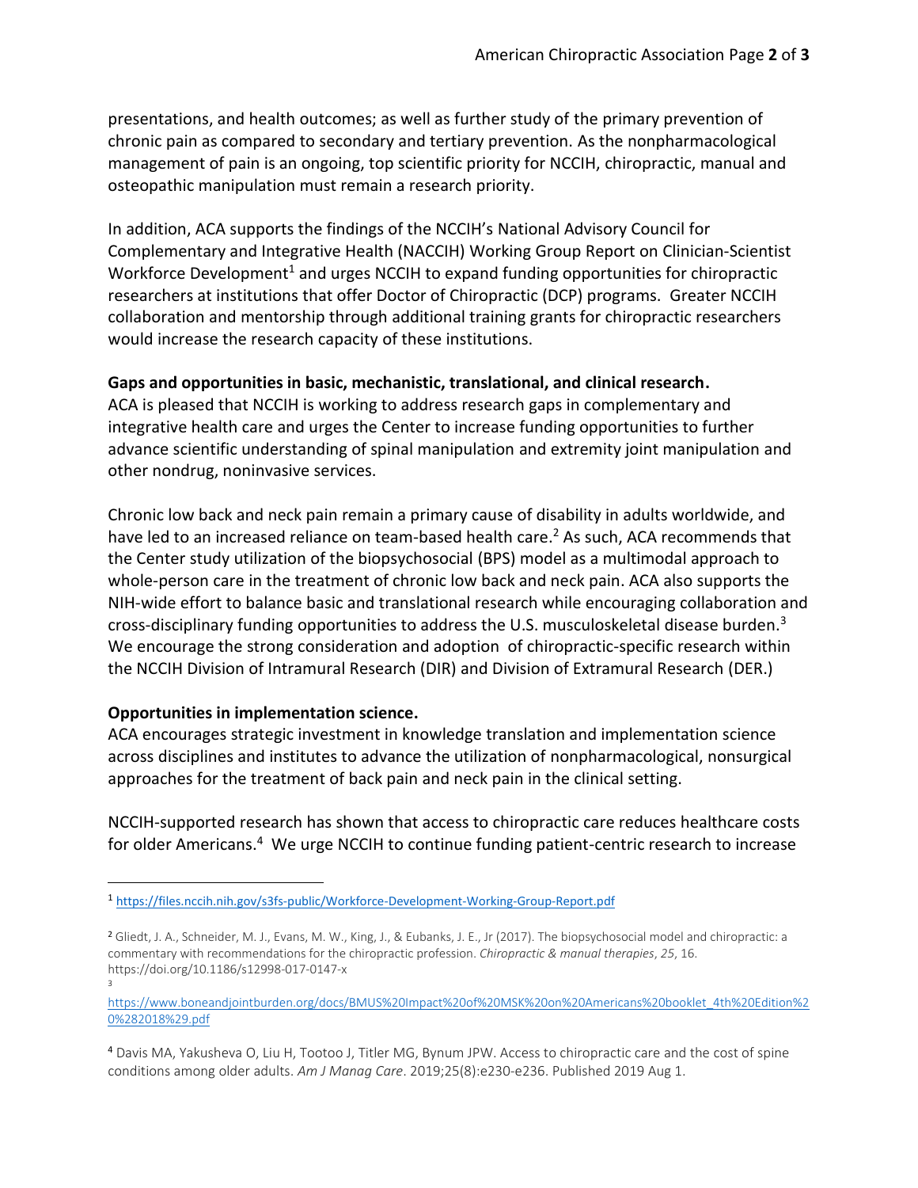presentations, and health outcomes; as well as further study of the primary prevention of chronic pain as compared to secondary and tertiary prevention. As the nonpharmacological management of pain is an ongoing, top scientific priority for NCCIH, chiropractic, manual and osteopathic manipulation must remain a research priority.

In addition, ACA supports the findings of the NCCIH's National Advisory Council for Complementary and Integrative Health (NACCIH) Working Group Report on Clinician-Scientist Workforce Development[1] and urges NCCIH to expand funding opportunities for chiropractic researchers at institutions that offer Doctor of Chiropractic (DCP) programs. Greater NCCIH collaboration and mentorship through additional training grants for chiropractic researchers would increase the research capacity of these institutions.

**Gaps and opportunities in basic, mechanistic, translational, and clinical research.**
ACA is pleased that NCCIH is working to address research gaps in complementary and integrative health care and urges the Center to increase funding opportunities to further advance scientific understanding of spinal manipulation and extremity joint manipulation and other nondrug, noninvasive services.

Chronic low back and neck pain remain a primary cause of disability in adults worldwide, and have led to an increased reliance on team-based health care.[2] As such, ACA recommends that the Center study utilization of the biopsychosocial (BPS) model as a multimodal approach to whole-person care in the treatment of chronic low back and neck pain. ACA also supports the NIH-wide effort to balance basic and translational research while encouraging collaboration and cross-disciplinary funding opportunities to address the U.S. musculoskeletal disease burden.[3] We encourage the strong consideration and adoption of chiropractic-specific research within the NCCIH Division of Intramural Research (DIR) and Division of Extramural Research (DER.)

**Opportunities in implementation science.**
ACA encourages strategic investment in knowledge translation and implementation science across disciplines and institutes to advance the utilization of nonpharmacological, nonsurgical approaches for the treatment of back pain and neck pain in the clinical setting.

NCCIH-supported research has shown that access to chiropractic care reduces healthcare costs for older Americans.[4] We urge NCCIH to continue funding patient-centric research to increase

---

[1] https://files.nccih.nih.gov/s3fs-public/Workforce-Development-Working-Group-Report.pdf

[2] Gliedt, J. A., Schneider, M. J., Evans, M. W., King, J., & Eubanks, J. E., Jr (2017). The biopsychosocial model and chiropractic: a commentary with recommendations for the chiropractic profession. *Chiropractic & manual therapies*, *25*, 16. https://doi.org/10.1186/s12998-017-0147-x

[3] https://www.boneandjointburden.org/docs/BMUS%20Impact%20of%20MSK%20on%20Americans%20booklet_4th%20Edition%20%282018%29.pdf

[4] Davis MA, Yakusheva O, Liu H, Tootoo J, Titler MG, Bynum JPW. Access to chiropractic care and the cost of spine conditions among older adults. *Am J Manag Care*. 2019;25(8):e230-e236. Published 2019 Aug 1.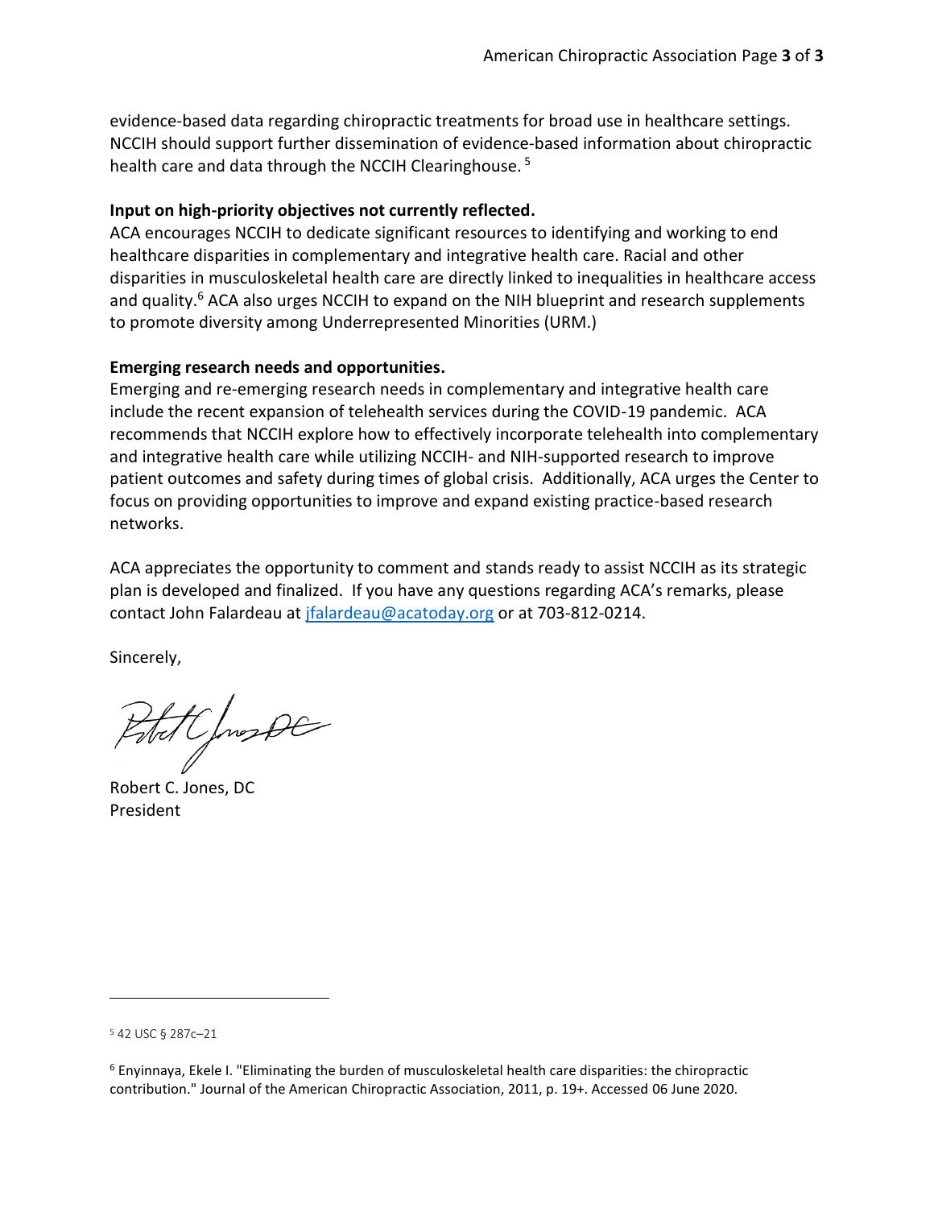evidence-based data regarding chiropractic treatments for broad use in healthcare settings. NCCIH should support further dissemination of evidence-based information about chiropractic health care and data through the NCCIH Clearinghouse.[5]

**Input on high-priority objectives not currently reflected.**

ACA encourages NCCIH to dedicate significant resources to identifying and working to end healthcare disparities in complementary and integrative health care. Racial and other disparities in musculoskeletal health care are directly linked to inequalities in healthcare access and quality.[6] ACA also urges NCCIH to expand on the NIH blueprint and research supplements to promote diversity among Underrepresented Minorities (URM.)

**Emerging research needs and opportunities.**

Emerging and re-emerging research needs in complementary and integrative health care include the recent expansion of telehealth services during the COVID-19 pandemic. ACA recommends that NCCIH explore how to effectively incorporate telehealth into complementary and integrative health care while utilizing NCCIH- and NIH-supported research to improve patient outcomes and safety during times of global crisis. Additionally, ACA urges the Center to focus on providing opportunities to improve and expand existing practice-based research networks.

ACA appreciates the opportunity to comment and stands ready to assist NCCIH as its strategic plan is developed and finalized. If you have any questions regarding ACA's remarks, please contact John Falardeau at jfalardeau@acatoday.org or at 703-812-0214.

Sincerely,

Robert C. Jones, DC
President

---

[5] 42 USC § 287c–21

[6] Enyinnaya, Ekele I. "Eliminating the burden of musculoskeletal health care disparities: the chiropractic contribution." Journal of the American Chiropractic Association, 2011, p. 19+. Accessed 06 June 2020.